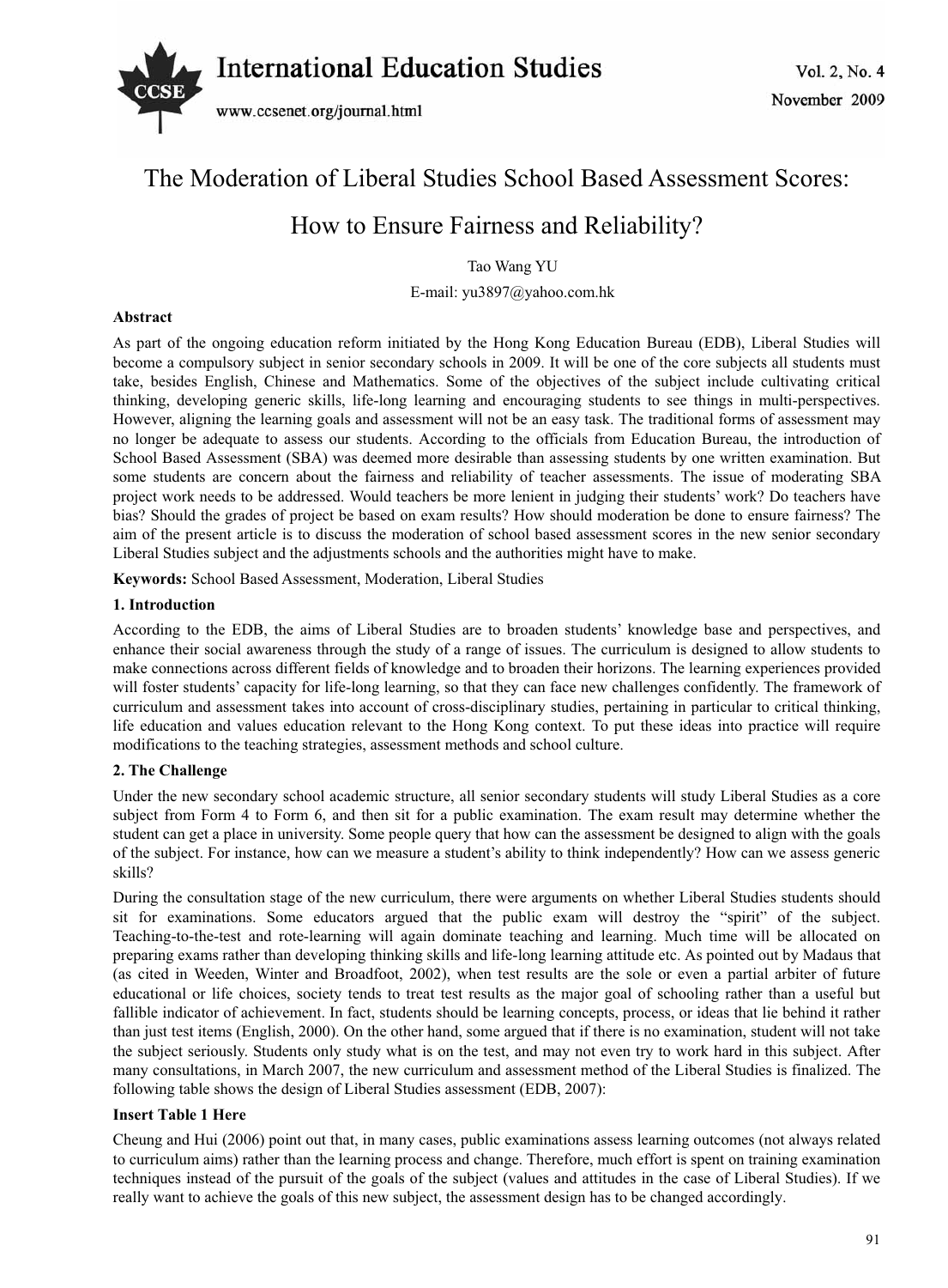# The Moderation of Liberal Studies School Based Assessment Scores: How to Ensure Fairness and Reliability?

Tao Wang YU

E-mail: yu3897@yahoo.com.hk

**Abstract**

As part of the ongoing education reform initiated by the Hong Kong Education Bureau (EDB), Liberal Studies will become a compulsory subject in senior secondary schools in 2009. It will be one of the core subjects all students must take, besides English, Chinese and Mathematics. Some of the objectives of the subject include cultivating critical thinking, developing generic skills, life-long learning and encouraging students to see things in multi-perspectives. However, aligning the learning goals and assessment will not be an easy task. The traditional forms of assessment may no longer be adequate to assess our students. According to the officials from Education Bureau, the introduction of School Based Assessment (SBA) was deemed more desirable than assessing students by one written examination. But some students are concern about the fairness and reliability of teacher assessments. The issue of moderating SBA project work needs to be addressed. Would teachers be more lenient in judging their students' work? Do teachers have bias? Should the grades of project be based on exam results? How should moderation be done to ensure fairness? The aim of the present article is to discuss the moderation of school based assessment scores in the new senior secondary Liberal Studies subject and the adjustments schools and the authorities might have to make.

**Keywords:** School Based Assessment, Moderation, Liberal Studies

## 1. Introduction

According to the EDB, the aims of Liberal Studies are to broaden students' knowledge base and perspectives, and enhance their social awareness through the study of a range of issues. The curriculum is designed to allow students to make connections across different fields of knowledge and to broaden their horizons. The learning experiences provided will foster students' capacity for life-long learning, so that they can face new challenges confidently. The framework of curriculum and assessment takes into account of cross-disciplinary studies, pertaining in particular to critical thinking, life education and values education relevant to the Hong Kong context. To put these ideas into practice will require modifications to the teaching strategies, assessment methods and school culture.

## 2. The Challenge

Under the new secondary school academic structure, all senior secondary students will study Liberal Studies as a core subject from Form 4 to Form 6, and then sit for a public examination. The exam result may determine whether the student can get a place in university. Some people query that how can the assessment be designed to align with the goals of the subject. For instance, how can we measure a student's ability to think independently? How can we assess generic skills?

During the consultation stage of the new curriculum, there were arguments on whether Liberal Studies students should sit for examinations. Some educators argued that the public exam will destroy the "spirit" of the subject. Teaching-to-the-test and rote-learning will again dominate teaching and learning. Much time will be allocated on preparing exams rather than developing thinking skills and life-long learning attitude etc. As pointed out by Madaus that (as cited in Weeden, Winter and Broadfoot, 2002), when test results are the sole or even a partial arbiter of future educational or life choices, society tends to treat test results as the major goal of schooling rather than a useful but fallible indicator of achievement. In fact, students should be learning concepts, process, or ideas that lie behind it rather than just test items (English, 2000). On the other hand, some argued that if there is no examination, student will not take the subject seriously. Students only study what is on the test, and may not even try to work hard in this subject. After many consultations, in March 2007, the new curriculum and assessment method of the Liberal Studies is finalized. The following table shows the design of Liberal Studies assessment (EDB, 2007):

**Insert Table 1 Here**

Cheung and Hui (2006) point out that, in many cases, public examinations assess learning outcomes (not always related to curriculum aims) rather than the learning process and change. Therefore, much effort is spent on training examination techniques instead of the pursuit of the goals of the subject (values and attitudes in the case of Liberal Studies). If we really want to achieve the goals of this new subject, the assessment design has to be changed accordingly.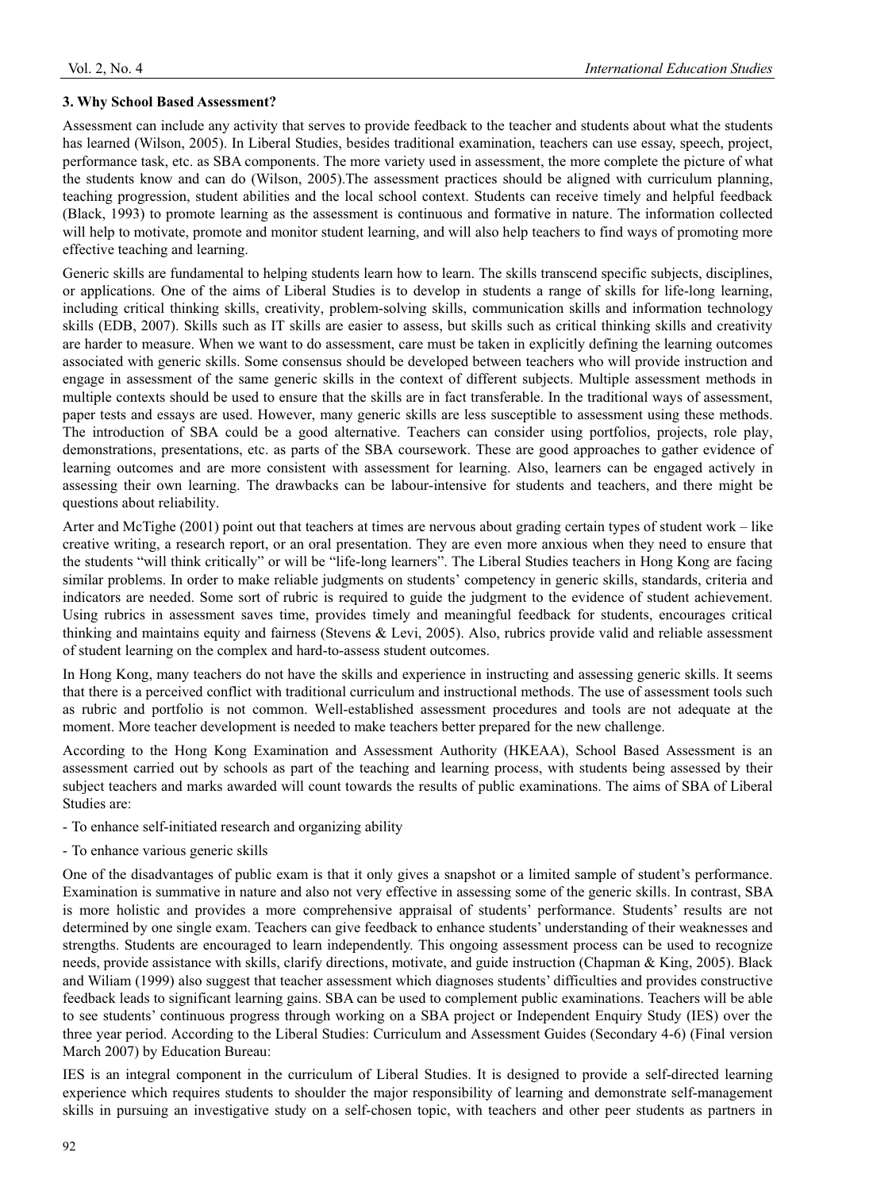### 3. Why School Based Assessment?

Assessment can include any activity that serves to provide feedback to the teacher and students about what the students has learned (Wilson, 2005). In Liberal Studies, besides traditional examination, teachers can use essay, speech, project, performance task, etc. as SBA components. The more variety used in assessment, the more complete the picture of what the students know and can do (Wilson, 2005).The assessment practices should be aligned with curriculum planning, teaching progression, student abilities and the local school context. Students can receive timely and helpful feedback (Black, 1993) to promote learning as the assessment is continuous and formative in nature. The information collected will help to motivate, promote and monitor student learning, and will also help teachers to find ways of promoting more effective teaching and learning.

Generic skills are fundamental to helping students learn how to learn. The skills transcend specific subjects, disciplines, or applications. One of the aims of Liberal Studies is to develop in students a range of skills for life-long learning, including critical thinking skills, creativity, problem-solving skills, communication skills and information technology skills (EDB, 2007). Skills such as IT skills are easier to assess, but skills such as critical thinking skills and creativity are harder to measure. When we want to do assessment, care must be taken in explicitly defining the learning outcomes associated with generic skills. Some consensus should be developed between teachers who will provide instruction and engage in assessment of the same generic skills in the context of different subjects. Multiple assessment methods in multiple contexts should be used to ensure that the skills are in fact transferable. In the traditional ways of assessment, paper tests and essays are used. However, many generic skills are less susceptible to assessment using these methods. The introduction of SBA could be a good alternative. Teachers can consider using portfolios, projects, role play, demonstrations, presentations, etc. as parts of the SBA coursework. These are good approaches to gather evidence of learning outcomes and are more consistent with assessment for learning. Also, learners can be engaged actively in assessing their own learning. The drawbacks can be labour-intensive for students and teachers, and there might be questions about reliability.

Arter and McTighe (2001) point out that teachers at times are nervous about grading certain types of student work – like creative writing, a research report, or an oral presentation. They are even more anxious when they need to ensure that the students "will think critically" or will be "life-long learners". The Liberal Studies teachers in Hong Kong are facing similar problems. In order to make reliable judgments on students' competency in generic skills, standards, criteria and indicators are needed. Some sort of rubric is required to guide the judgment to the evidence of student achievement. Using rubrics in assessment saves time, provides timely and meaningful feedback for students, encourages critical thinking and maintains equity and fairness (Stevens & Levi, 2005). Also, rubrics provide valid and reliable assessment of student learning on the complex and hard-to-assess student outcomes.

In Hong Kong, many teachers do not have the skills and experience in instructing and assessing generic skills. It seems that there is a perceived conflict with traditional curriculum and instructional methods. The use of assessment tools such as rubric and portfolio is not common. Well-established assessment procedures and tools are not adequate at the moment. More teacher development is needed to make teachers better prepared for the new challenge.

According to the Hong Kong Examination and Assessment Authority (HKEAA), School Based Assessment is an assessment carried out by schools as part of the teaching and learning process, with students being assessed by their subject teachers and marks awarded will count towards the results of public examinations. The aims of SBA of Liberal Studies are:

- To enhance self-initiated research and organizing ability
- To enhance various generic skills

One of the disadvantages of public exam is that it only gives a snapshot or a limited sample of student's performance. Examination is summative in nature and also not very effective in assessing some of the generic skills. In contrast, SBA is more holistic and provides a more comprehensive appraisal of students' performance. Students' results are not determined by one single exam. Teachers can give feedback to enhance students' understanding of their weaknesses and strengths. Students are encouraged to learn independently. This ongoing assessment process can be used to recognize needs, provide assistance with skills, clarify directions, motivate, and guide instruction (Chapman & King, 2005). Black and Wiliam (1999) also suggest that teacher assessment which diagnoses students' difficulties and provides constructive feedback leads to significant learning gains. SBA can be used to complement public examinations. Teachers will be able to see students' continuous progress through working on a SBA project or Independent Enquiry Study (IES) over the three year period. According to the Liberal Studies: Curriculum and Assessment Guides (Secondary 4-6) (Final version March 2007) by Education Bureau:

IES is an integral component in the curriculum of Liberal Studies. It is designed to provide a self-directed learning experience which requires students to shoulder the major responsibility of learning and demonstrate self-management skills in pursuing an investigative study on a self-chosen topic, with teachers and other peer students as partners in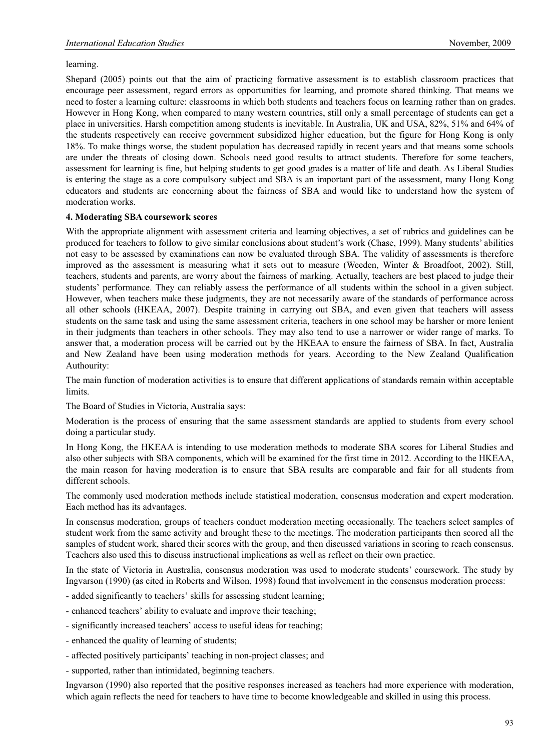learning.

Shepard (2005) points out that the aim of practicing formative assessment is to establish classroom practices that encourage peer assessment, regard errors as opportunities for learning, and promote shared thinking. That means we need to foster a learning culture: classrooms in which both students and teachers focus on learning rather than on grades. However in Hong Kong, when compared to many western countries, still only a small percentage of students can get a place in universities. Harsh competition among students is inevitable. In Australia, UK and USA, 82%, 51% and 64% of the students respectively can receive government subsidized higher education, but the figure for Hong Kong is only 18%. To make things worse, the student population has decreased rapidly in recent years and that means some schools are under the threats of closing down. Schools need good results to attract students. Therefore for some teachers, assessment for learning is fine, but helping students to get good grades is a matter of life and death. As Liberal Studies is entering the stage as a core compulsory subject and SBA is an important part of the assessment, many Hong Kong educators and students are concerning about the fairness of SBA and would like to understand how the system of moderation works.

### 4. Moderating SBA coursework scores

With the appropriate alignment with assessment criteria and learning objectives, a set of rubrics and guidelines can be produced for teachers to follow to give similar conclusions about student's work (Chase, 1999). Many students' abilities not easy to be assessed by examinations can now be evaluated through SBA. The validity of assessments is therefore improved as the assessment is measuring what it sets out to measure (Weeden, Winter & Broadfoot, 2002). Still, teachers, students and parents, are worry about the fairness of marking. Actually, teachers are best placed to judge their students' performance. They can reliably assess the performance of all students within the school in a given subject. However, when teachers make these judgments, they are not necessarily aware of the standards of performance across all other schools (HKEAA, 2007). Despite training in carrying out SBA, and even given that teachers will assess students on the same task and using the same assessment criteria, teachers in one school may be harsher or more lenient in their judgments than teachers in other schools. They may also tend to use a narrower or wider range of marks. To answer that, a moderation process will be carried out by the HKEAA to ensure the fairness of SBA. In fact, Australia and New Zealand have been using moderation methods for years. According to the New Zealand Qualification Authourity:

The main function of moderation activities is to ensure that different applications of standards remain within acceptable limits.

The Board of Studies in Victoria, Australia says:

Moderation is the process of ensuring that the same assessment standards are applied to students from every school doing a particular study.

In Hong Kong, the HKEAA is intending to use moderation methods to moderate SBA scores for Liberal Studies and also other subjects with SBA components, which will be examined for the first time in 2012. According to the HKEAA, the main reason for having moderation is to ensure that SBA results are comparable and fair for all students from different schools.

The commonly used moderation methods include statistical moderation, consensus moderation and expert moderation. Each method has its advantages.

In consensus moderation, groups of teachers conduct moderation meeting occasionally. The teachers select samples of student work from the same activity and brought these to the meetings. The moderation participants then scored all the samples of student work, shared their scores with the group, and then discussed variations in scoring to reach consensus. Teachers also used this to discuss instructional implications as well as reflect on their own practice.

In the state of Victoria in Australia, consensus moderation was used to moderate students' coursework. The study by Ingvarson (1990) (as cited in Roberts and Wilson, 1998) found that involvement in the consensus moderation process:

- added significantly to teachers' skills for assessing student learning;
- enhanced teachers' ability to evaluate and improve their teaching;
- significantly increased teachers' access to useful ideas for teaching;
- enhanced the quality of learning of students;
- affected positively participants' teaching in non-project classes; and
- supported, rather than intimidated, beginning teachers.

Ingvarson (1990) also reported that the positive responses increased as teachers had more experience with moderation, which again reflects the need for teachers to have time to become knowledgeable and skilled in using this process.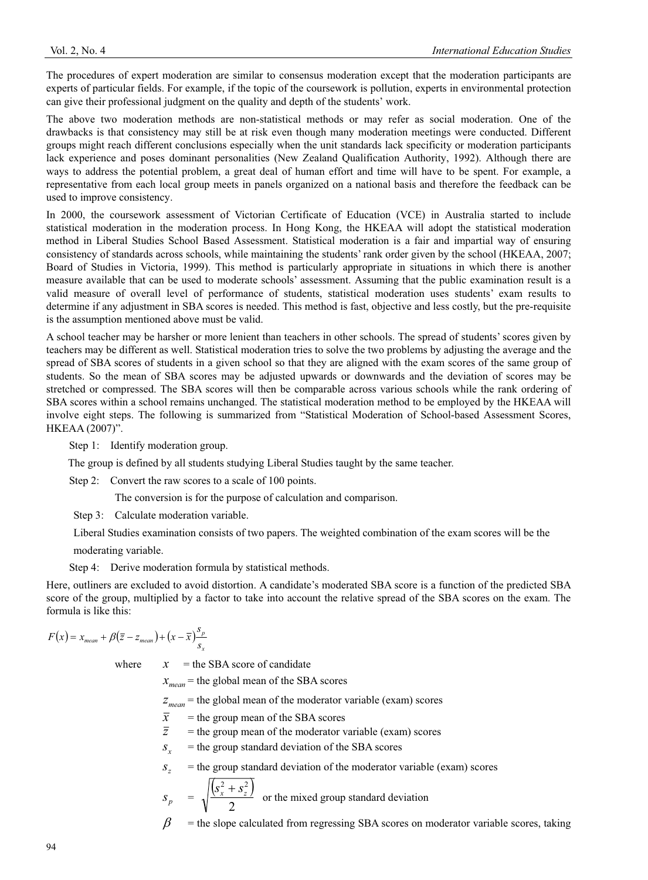The procedures of expert moderation are similar to consensus moderation except that the moderation participants are experts of particular fields. For example, if the topic of the coursework is pollution, experts in environmental protection can give their professional judgment on the quality and depth of the students' work.

The above two moderation methods are non-statistical methods or may refer as social moderation. One of the drawbacks is that consistency may still be at risk even though many moderation meetings were conducted. Different groups might reach different conclusions especially when the unit standards lack specificity or moderation participants lack experience and poses dominant personalities (New Zealand Qualification Authority, 1992). Although there are ways to address the potential problem, a great deal of human effort and time will have to be spent. For example, a representative from each local group meets in panels organized on a national basis and therefore the feedback can be used to improve consistency.

In 2000, the coursework assessment of Victorian Certificate of Education (VCE) in Australia started to include statistical moderation in the moderation process. In Hong Kong, the HKEAA will adopt the statistical moderation method in Liberal Studies School Based Assessment. Statistical moderation is a fair and impartial way of ensuring consistency of standards across schools, while maintaining the students' rank order given by the school (HKEAA, 2007; Board of Studies in Victoria, 1999). This method is particularly appropriate in situations in which there is another measure available that can be used to moderate schools' assessment. Assuming that the public examination result is a valid measure of overall level of performance of students, statistical moderation uses students' exam results to determine if any adjustment in SBA scores is needed. This method is fast, objective and less costly, but the pre-requisite is the assumption mentioned above must be valid.

A school teacher may be harsher or more lenient than teachers in other schools. The spread of students' scores given by teachers may be different as well. Statistical moderation tries to solve the two problems by adjusting the average and the spread of SBA scores of students in a given school so that they are aligned with the exam scores of the same group of students. So the mean of SBA scores may be adjusted upwards or downwards and the deviation of scores may be stretched or compressed. The SBA scores will then be comparable across various schools while the rank ordering of SBA scores within a school remains unchanged. The statistical moderation method to be employed by the HKEAA will involve eight steps. The following is summarized from "Statistical Moderation of School-based Assessment Scores, HKEAA (2007)".

Step 1: Identify moderation group.

The group is defined by all students studying Liberal Studies taught by the same teacher.

Step 2: Convert the raw scores to a scale of 100 points.

The conversion is for the purpose of calculation and comparison.

Step 3: Calculate moderation variable.

Liberal Studies examination consists of two papers. The weighted combination of the exam scores will be the moderating variable.

Step 4: Derive moderation formula by statistical methods.

Here, outliners are excluded to avoid distortion. A candidate's moderated SBA score is a function of the predicted SBA score of the group, multiplied by a factor to take into account the relative spread of the SBA scores on the exam. The formula is like this:

$$F(x) = x_{mean} + \beta(\bar{z} - z_{mean}) + (x - \bar{x})\frac{s_p}{s_x}$$

where $x$ = the SBA score of candidate

$x_{mean}$ = the global mean of the SBA scores

$z_{mean}$ = the global mean of the moderator variable (exam) scores

$\bar{x}$ = the group mean of the SBA scores

$\bar{z}$ = the group mean of the moderator variable (exam) scores

$s_x$ = the group standard deviation of the SBA scores

$s_z$ = the group standard deviation of the moderator variable (exam) scores

$s_p = \sqrt{\frac{(s_x^2 + s_z^2)}{2}}$ or the mixed group standard deviation

$\beta$ = the slope calculated from regressing SBA scores on moderator variable scores, taking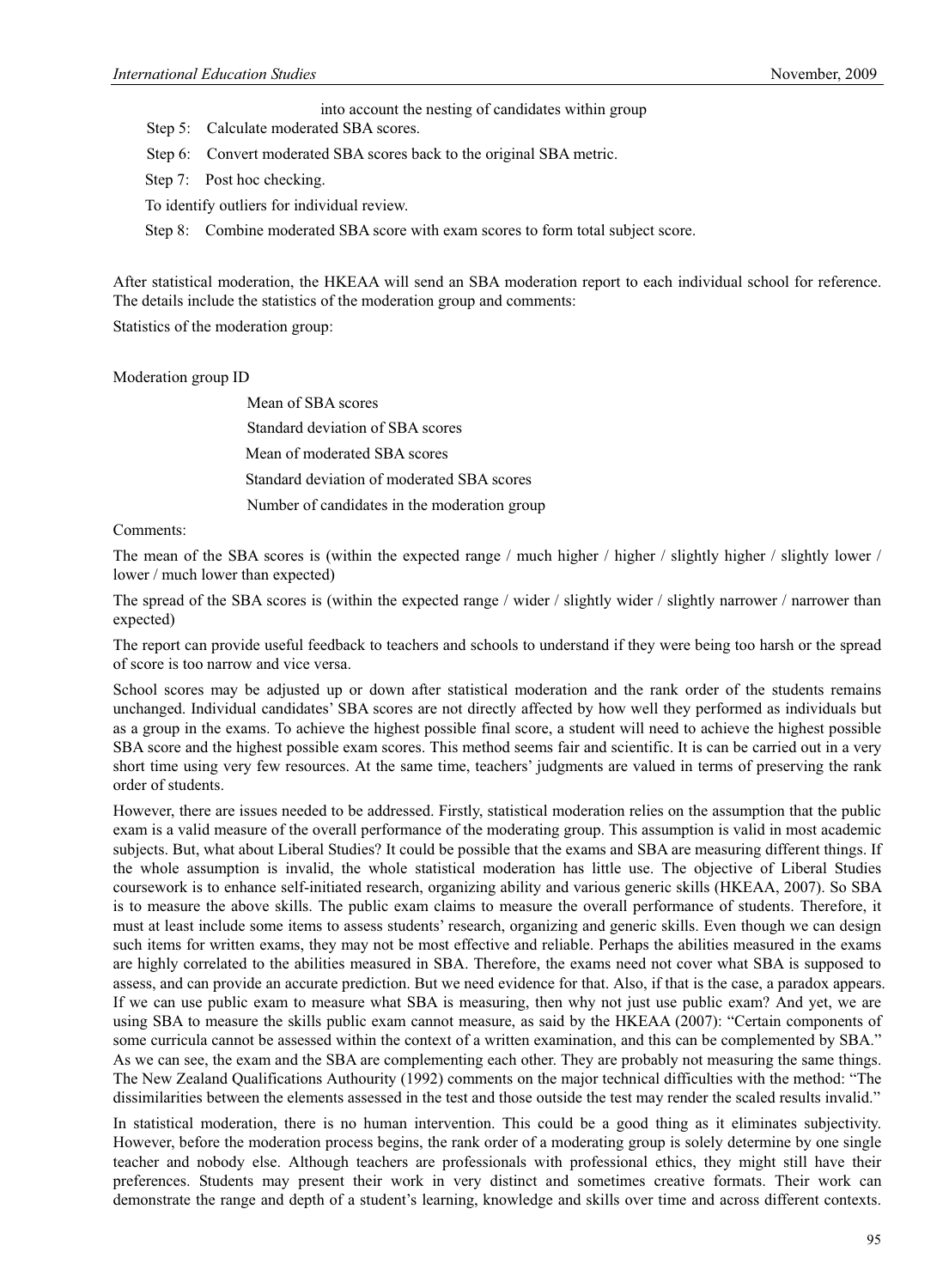into account the nesting of candidates within group

Step 5: Calculate moderated SBA scores.

Step 6: Convert moderated SBA scores back to the original SBA metric.

Step 7: Post hoc checking.

To identify outliers for individual review.

Step 8: Combine moderated SBA score with exam scores to form total subject score.

After statistical moderation, the HKEAA will send an SBA moderation report to each individual school for reference. The details include the statistics of the moderation group and comments:

Statistics of the moderation group:

Moderation group ID

Mean of SBA scores

Standard deviation of SBA scores

Mean of moderated SBA scores

Standard deviation of moderated SBA scores

Number of candidates in the moderation group

Comments:

The mean of the SBA scores is (within the expected range / much higher / higher / slightly higher / slightly lower / lower / much lower than expected)

The spread of the SBA scores is (within the expected range / wider / slightly wider / slightly narrower / narrower than expected)

The report can provide useful feedback to teachers and schools to understand if they were being too harsh or the spread of score is too narrow and vice versa.

School scores may be adjusted up or down after statistical moderation and the rank order of the students remains unchanged. Individual candidates' SBA scores are not directly affected by how well they performed as individuals but as a group in the exams. To achieve the highest possible final score, a student will need to achieve the highest possible SBA score and the highest possible exam scores. This method seems fair and scientific. It is can be carried out in a very short time using very few resources. At the same time, teachers' judgments are valued in terms of preserving the rank order of students.

However, there are issues needed to be addressed. Firstly, statistical moderation relies on the assumption that the public exam is a valid measure of the overall performance of the moderating group. This assumption is valid in most academic subjects. But, what about Liberal Studies? It could be possible that the exams and SBA are measuring different things. If the whole assumption is invalid, the whole statistical moderation has little use. The objective of Liberal Studies coursework is to enhance self-initiated research, organizing ability and various generic skills (HKEAA, 2007). So SBA is to measure the above skills. The public exam claims to measure the overall performance of students. Therefore, it must at least include some items to assess students' research, organizing and generic skills. Even though we can design such items for written exams, they may not be most effective and reliable. Perhaps the abilities measured in the exams are highly correlated to the abilities measured in SBA. Therefore, the exams need not cover what SBA is supposed to assess, and can provide an accurate prediction. But we need evidence for that. Also, if that is the case, a paradox appears. If we can use public exam to measure what SBA is measuring, then why not just use public exam? And yet, we are using SBA to measure the skills public exam cannot measure, as said by the HKEAA (2007): "Certain components of some curricula cannot be assessed within the context of a written examination, and this can be complemented by SBA." As we can see, the exam and the SBA are complementing each other. They are probably not measuring the same things. The New Zealand Qualifications Authourity (1992) comments on the major technical difficulties with the method: "The dissimilarities between the elements assessed in the test and those outside the test may render the scaled results invalid."

In statistical moderation, there is no human intervention. This could be a good thing as it eliminates subjectivity. However, before the moderation process begins, the rank order of a moderating group is solely determine by one single teacher and nobody else. Although teachers are professionals with professional ethics, they might still have their preferences. Students may present their work in very distinct and sometimes creative formats. Their work can demonstrate the range and depth of a student's learning, knowledge and skills over time and across different contexts.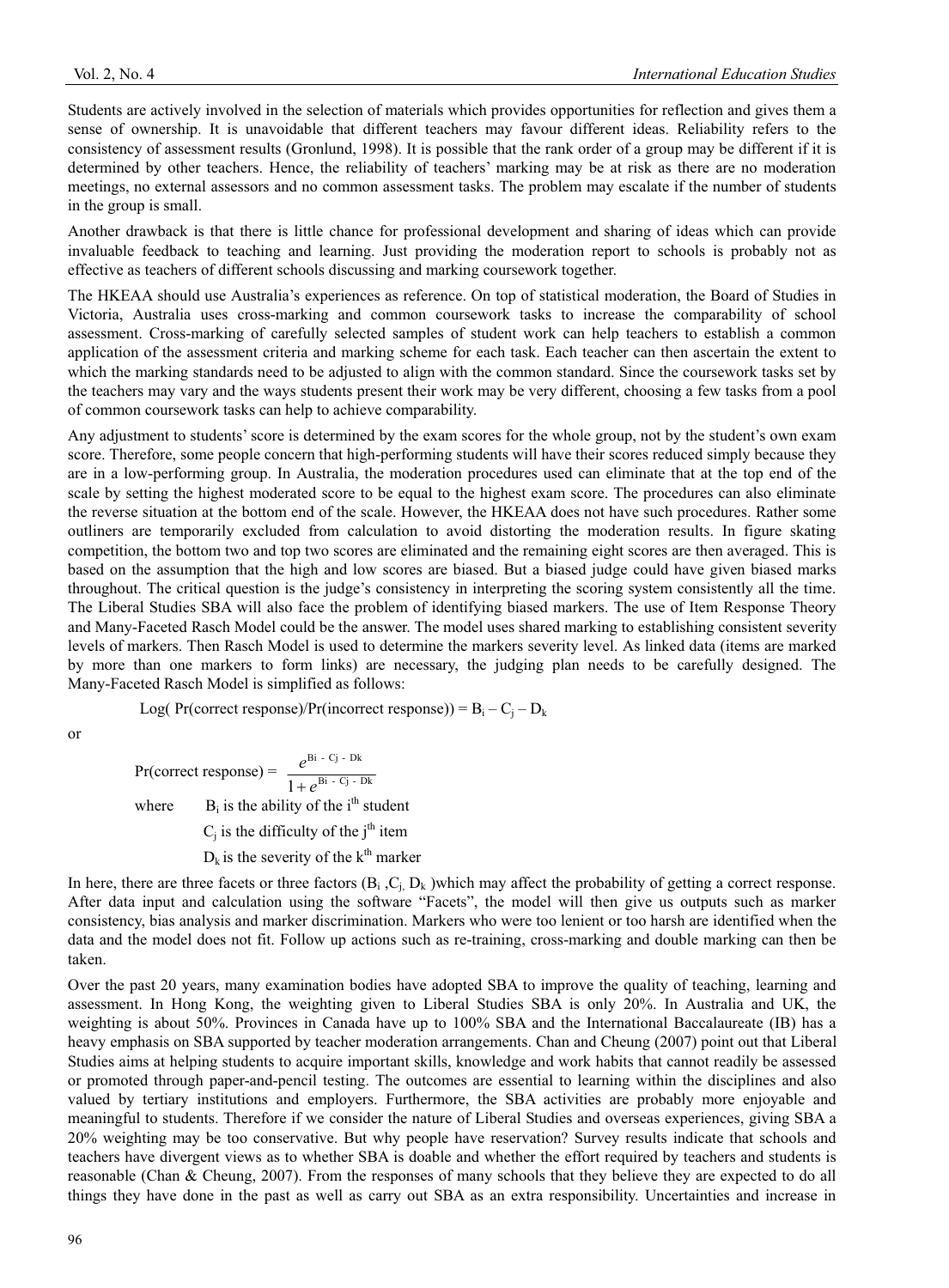Students are actively involved in the selection of materials which provides opportunities for reflection and gives them a sense of ownership. It is unavoidable that different teachers may favour different ideas. Reliability refers to the consistency of assessment results (Gronlund, 1998). It is possible that the rank order of a group may be different if it is determined by other teachers. Hence, the reliability of teachers' marking may be at risk as there are no moderation meetings, no external assessors and no common assessment tasks. The problem may escalate if the number of students in the group is small.

Another drawback is that there is little chance for professional development and sharing of ideas which can provide invaluable feedback to teaching and learning. Just providing the moderation report to schools is probably not as effective as teachers of different schools discussing and marking coursework together.

The HKEAA should use Australia's experiences as reference. On top of statistical moderation, the Board of Studies in Victoria, Australia uses cross-marking and common coursework tasks to increase the comparability of school assessment. Cross-marking of carefully selected samples of student work can help teachers to establish a common application of the assessment criteria and marking scheme for each task. Each teacher can then ascertain the extent to which the marking standards need to be adjusted to align with the common standard. Since the coursework tasks set by the teachers may vary and the ways students present their work may be very different, choosing a few tasks from a pool of common coursework tasks can help to achieve comparability.

Any adjustment to students' score is determined by the exam scores for the whole group, not by the student's own exam score. Therefore, some people concern that high-performing students will have their scores reduced simply because they are in a low-performing group. In Australia, the moderation procedures used can eliminate that at the top end of the scale by setting the highest moderated score to be equal to the highest exam score. The procedures can also eliminate the reverse situation at the bottom end of the scale. However, the HKEAA does not have such procedures. Rather some outliners are temporarily excluded from calculation to avoid distorting the moderation results. In figure skating competition, the bottom two and top two scores are eliminated and the remaining eight scores are then averaged. This is based on the assumption that the high and low scores are biased. But a biased judge could have given biased marks throughout. The critical question is the judge's consistency in interpreting the scoring system consistently all the time. The Liberal Studies SBA will also face the problem of identifying biased markers. The use of Item Response Theory and Many-Faceted Rasch Model could be the answer. The model uses shared marking to establishing consistent severity levels of markers. Then Rasch Model is used to determine the markers severity level. As linked data (items are marked by more than one markers to form links) are necessary, the judging plan needs to be carefully designed. The Many-Faceted Rasch Model is simplified as follows:

$$\text{Log}(\Pr(\text{correct response})/\Pr(\text{incorrect response})) = B_i - C_j - D_k$$

or

$$\Pr(\text{correct response}) = \frac{e^{B_i - C_j - D_k}}{1 + e^{B_i - C_j - D_k}}$$

where $B_i$ is the ability of the i[th] student

$C_j$ is the difficulty of the j[th] item

$D_k$ is the severity of the k[th] marker

In here, there are three facets or three factors ($B_i$, $C_j$, $D_k$) which may affect the probability of getting a correct response. After data input and calculation using the software "Facets", the model will then give us outputs such as marker consistency, bias analysis and marker discrimination. Markers who were too lenient or too harsh are identified when the data and the model does not fit. Follow up actions such as re-training, cross-marking and double marking can then be taken.

Over the past 20 years, many examination bodies have adopted SBA to improve the quality of teaching, learning and assessment. In Hong Kong, the weighting given to Liberal Studies SBA is only 20%. In Australia and UK, the weighting is about 50%. Provinces in Canada have up to 100% SBA and the International Baccalaureate (IB) has a heavy emphasis on SBA supported by teacher moderation arrangements. Chan and Cheung (2007) point out that Liberal Studies aims at helping students to acquire important skills, knowledge and work habits that cannot readily be assessed or promoted through paper-and-pencil testing. The outcomes are essential to learning within the disciplines and also valued by tertiary institutions and employers. Furthermore, the SBA activities are probably more enjoyable and meaningful to students. Therefore if we consider the nature of Liberal Studies and overseas experiences, giving SBA a 20% weighting may be too conservative. But why people have reservation? Survey results indicate that schools and teachers have divergent views as to whether SBA is doable and whether the effort required by teachers and students is reasonable (Chan & Cheung, 2007). From the responses of many schools that they believe they are expected to do all things they have done in the past as well as carry out SBA as an extra responsibility. Uncertainties and increase in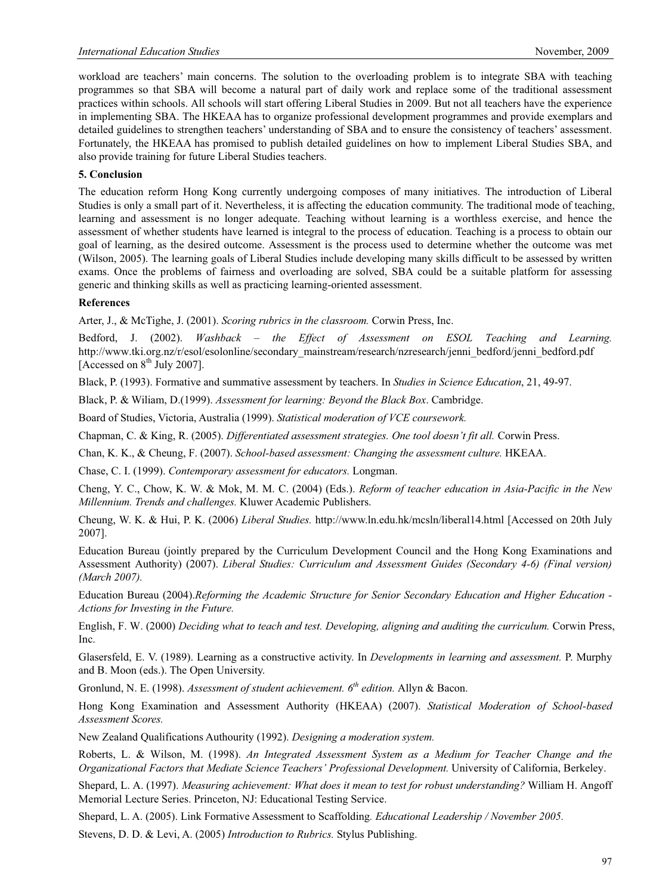workload are teachers' main concerns. The solution to the overloading problem is to integrate SBA with teaching programmes so that SBA will become a natural part of daily work and replace some of the traditional assessment practices within schools. All schools will start offering Liberal Studies in 2009. But not all teachers have the experience in implementing SBA. The HKEAA has to organize professional development programmes and provide exemplars and detailed guidelines to strengthen teachers' understanding of SBA and to ensure the consistency of teachers' assessment. Fortunately, the HKEAA has promised to publish detailed guidelines on how to implement Liberal Studies SBA, and also provide training for future Liberal Studies teachers.

## 5. Conclusion

The education reform Hong Kong currently undergoing composes of many initiatives. The introduction of Liberal Studies is only a small part of it. Nevertheless, it is affecting the education community. The traditional mode of teaching, learning and assessment is no longer adequate. Teaching without learning is a worthless exercise, and hence the assessment of whether students have learned is integral to the process of education. Teaching is a process to obtain our goal of learning, as the desired outcome. Assessment is the process used to determine whether the outcome was met (Wilson, 2005). The learning goals of Liberal Studies include developing many skills difficult to be assessed by written exams. Once the problems of fairness and overloading are solved, SBA could be a suitable platform for assessing generic and thinking skills as well as practicing learning-oriented assessment.

## References

Arter, J., & McTighe, J. (2001). *Scoring rubrics in the classroom.* Corwin Press, Inc.

Bedford, J. (2002). *Washback – the Effect of Assessment on ESOL Teaching and Learning.* http://www.tki.org.nz/r/esol/esolonline/secondary_mainstream/research/nzresearch/jenni_bedford/jenni_bedford.pdf [Accessed on 8th July 2007].

Black, P. (1993). Formative and summative assessment by teachers. In *Studies in Science Education*, 21, 49-97.

Black, P. & Wiliam, D.(1999). *Assessment for learning: Beyond the Black Box*. Cambridge.

Board of Studies, Victoria, Australia (1999). *Statistical moderation of VCE coursework.*

Chapman, C. & King, R. (2005). *Differentiated assessment strategies. One tool doesn't fit all.* Corwin Press.

Chan, K. K., & Cheung, F. (2007). *School-based assessment: Changing the assessment culture.* HKEAA.

Chase, C. I. (1999). *Contemporary assessment for educators.* Longman.

Cheng, Y. C., Chow, K. W. & Mok, M. M. C. (2004) (Eds.). *Reform of teacher education in Asia-Pacific in the New Millennium. Trends and challenges.* Kluwer Academic Publishers.

Cheung, W. K. & Hui, P. K. (2006) *Liberal Studies.* http://www.ln.edu.hk/mcsln/liberal14.html [Accessed on 20th July 2007].

Education Bureau (jointly prepared by the Curriculum Development Council and the Hong Kong Examinations and Assessment Authority) (2007). *Liberal Studies: Curriculum and Assessment Guides (Secondary 4-6) (Final version) (March 2007).*

Education Bureau (2004).*Reforming the Academic Structure for Senior Secondary Education and Higher Education - Actions for Investing in the Future.*

English, F. W. (2000) *Deciding what to teach and test. Developing, aligning and auditing the curriculum.* Corwin Press, Inc.

Glasersfeld, E. V. (1989). Learning as a constructive activity. In *Developments in learning and assessment.* P. Murphy and B. Moon (eds.). The Open University.

Gronlund, N. E. (1998). *Assessment of student achievement. 6th edition.* Allyn & Bacon.

Hong Kong Examination and Assessment Authority (HKEAA) (2007). *Statistical Moderation of School-based Assessment Scores.*

New Zealand Qualifications Authourity (1992). *Designing a moderation system.*

Roberts, L. & Wilson, M. (1998). *An Integrated Assessment System as a Medium for Teacher Change and the Organizational Factors that Mediate Science Teachers' Professional Development.* University of California, Berkeley.

Shepard, L. A. (1997). *Measuring achievement: What does it mean to test for robust understanding?* William H. Angoff Memorial Lecture Series. Princeton, NJ: Educational Testing Service.

Shepard, L. A. (2005). Link Formative Assessment to Scaffolding*. Educational Leadership / November 2005.*

Stevens, D. D. & Levi, A. (2005) *Introduction to Rubrics.* Stylus Publishing.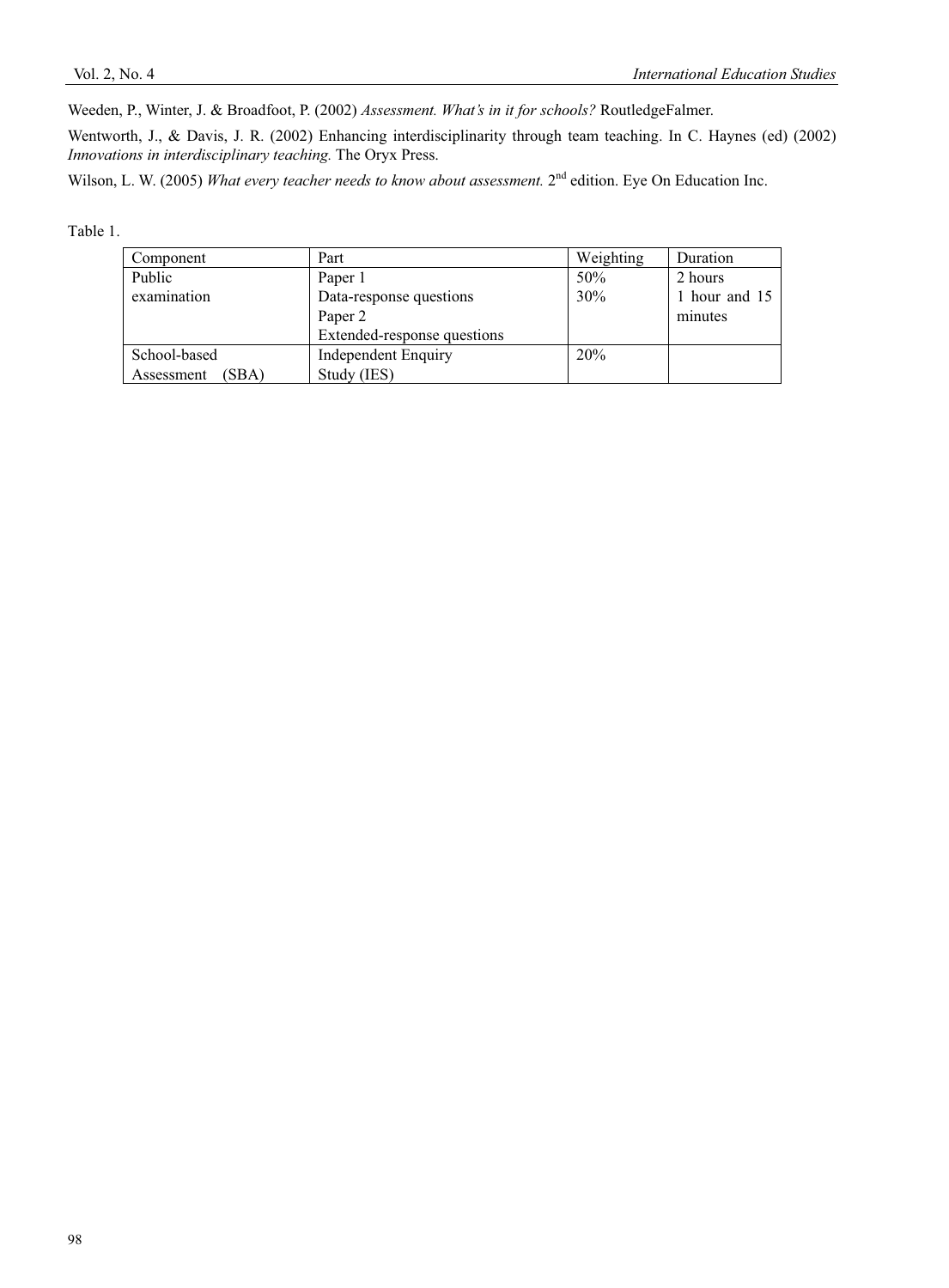Weeden, P., Winter, J. & Broadfoot, P. (2002) *Assessment. What's in it for schools?* RoutledgeFalmer.

Wentworth, J., & Davis, J. R. (2002) Enhancing interdisciplinarity through team teaching. In C. Haynes (ed) (2002) *Innovations in interdisciplinary teaching.* The Oryx Press.

Wilson, L. W. (2005) *What every teacher needs to know about assessment.* 2nd edition. Eye On Education Inc.

Table 1.

| Component | Part | Weighting | Duration |
|---|---|---|---|
| Public examination | Paper 1<br>Data-response questions<br>Paper 2<br>Extended-response questions | 50%<br>30% | 2 hours<br>1 hour and 15 minutes |
| School-based Assessment (SBA) | Independent Enquiry Study (IES) | 20% | |